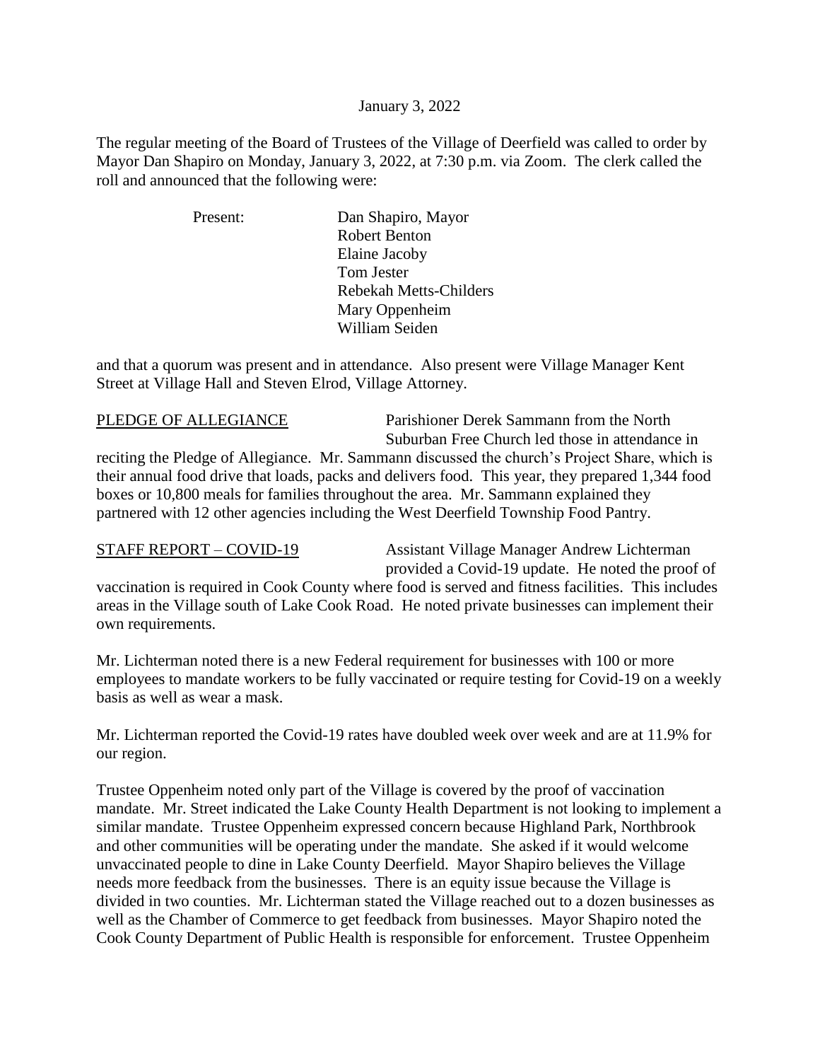January 3, 2022

The regular meeting of the Board of Trustees of the Village of Deerfield was called to order by Mayor Dan Shapiro on Monday, January 3, 2022, at 7:30 p.m. via Zoom. The clerk called the roll and announced that the following were:

Present: Dan Shapiro, Mayor
Robert Benton
Elaine Jacoby
Tom Jester
Rebekah Metts-Childers
Mary Oppenheim
William Seiden

and that a quorum was present and in attendance. Also present were Village Manager Kent Street at Village Hall and Steven Elrod, Village Attorney.

PLEDGE OF ALLEGIANCE Parishioner Derek Sammann from the North Suburban Free Church led those in attendance in reciting the Pledge of Allegiance. Mr. Sammann discussed the church's Project Share, which is their annual food drive that loads, packs and delivers food. This year, they prepared 1,344 food boxes or 10,800 meals for families throughout the area. Mr. Sammann explained they partnered with 12 other agencies including the West Deerfield Township Food Pantry.

STAFF REPORT – COVID-19 Assistant Village Manager Andrew Lichterman provided a Covid-19 update. He noted the proof of vaccination is required in Cook County where food is served and fitness facilities. This includes areas in the Village south of Lake Cook Road. He noted private businesses can implement their own requirements.

Mr. Lichterman noted there is a new Federal requirement for businesses with 100 or more employees to mandate workers to be fully vaccinated or require testing for Covid-19 on a weekly basis as well as wear a mask.

Mr. Lichterman reported the Covid-19 rates have doubled week over week and are at 11.9% for our region.

Trustee Oppenheim noted only part of the Village is covered by the proof of vaccination mandate. Mr. Street indicated the Lake County Health Department is not looking to implement a similar mandate. Trustee Oppenheim expressed concern because Highland Park, Northbrook and other communities will be operating under the mandate. She asked if it would welcome unvaccinated people to dine in Lake County Deerfield. Mayor Shapiro believes the Village needs more feedback from the businesses. There is an equity issue because the Village is divided in two counties. Mr. Lichterman stated the Village reached out to a dozen businesses as well as the Chamber of Commerce to get feedback from businesses. Mayor Shapiro noted the Cook County Department of Public Health is responsible for enforcement. Trustee Oppenheim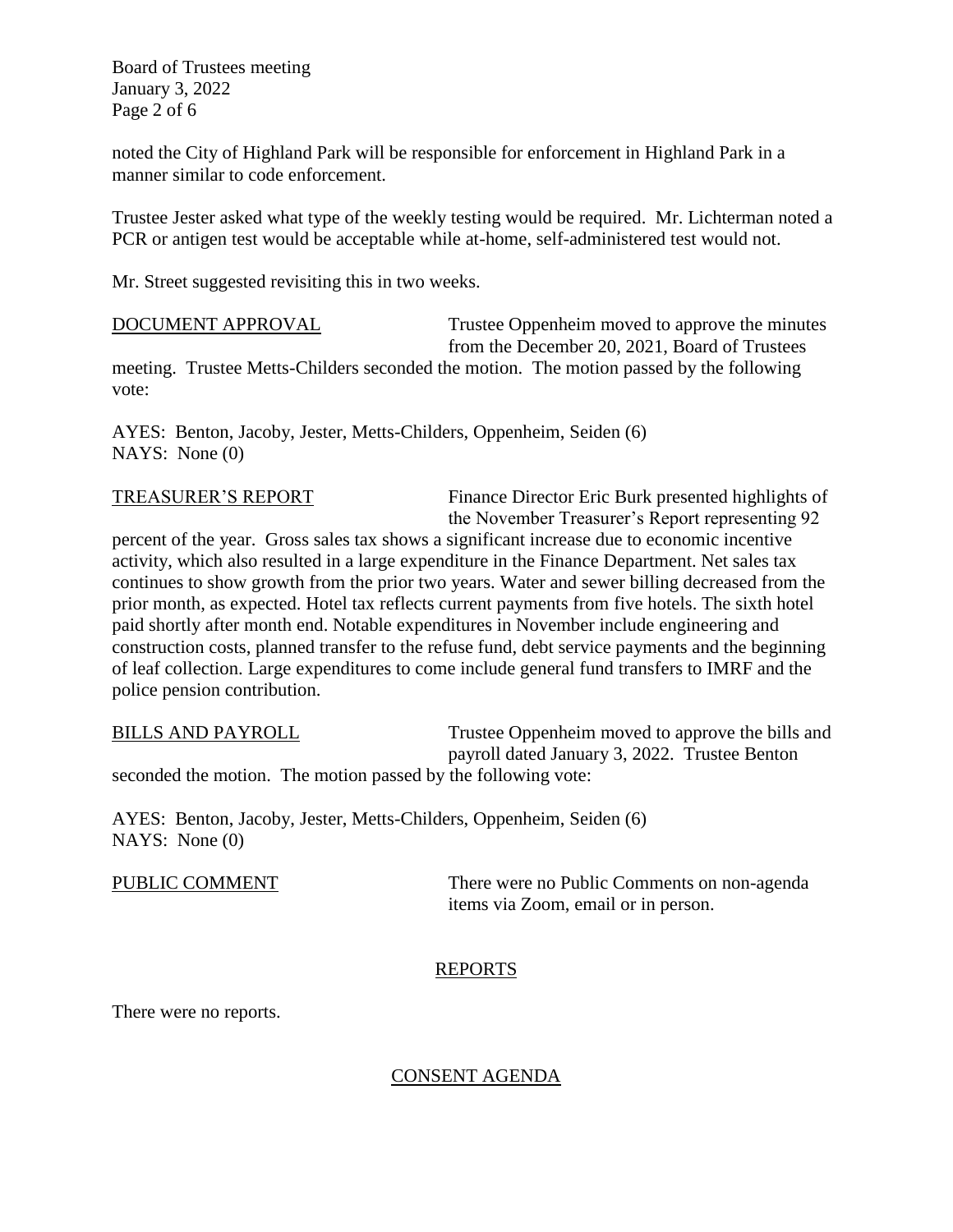noted the City of Highland Park will be responsible for enforcement in Highland Park in a manner similar to code enforcement.

Trustee Jester asked what type of the weekly testing would be required. Mr. Lichterman noted a PCR or antigen test would be acceptable while at-home, self-administered test would not.

Mr. Street suggested revisiting this in two weeks.

DOCUMENT APPROVAL Trustee Oppenheim moved to approve the minutes from the December 20, 2021, Board of Trustees meeting. Trustee Metts-Childers seconded the motion. The motion passed by the following vote:

AYES: Benton, Jacoby, Jester, Metts-Childers, Oppenheim, Seiden (6)
NAYS: None (0)

TREASURER'S REPORT Finance Director Eric Burk presented highlights of the November Treasurer's Report representing 92 percent of the year. Gross sales tax shows a significant increase due to economic incentive activity, which also resulted in a large expenditure in the Finance Department. Net sales tax continues to show growth from the prior two years. Water and sewer billing decreased from the prior month, as expected. Hotel tax reflects current payments from five hotels. The sixth hotel paid shortly after month end. Notable expenditures in November include engineering and construction costs, planned transfer to the refuse fund, debt service payments and the beginning of leaf collection. Large expenditures to come include general fund transfers to IMRF and the police pension contribution.

BILLS AND PAYROLL Trustee Oppenheim moved to approve the bills and payroll dated January 3, 2022. Trustee Benton seconded the motion. The motion passed by the following vote:

AYES: Benton, Jacoby, Jester, Metts-Childers, Oppenheim, Seiden (6)
NAYS: None (0)

PUBLIC COMMENT There were no Public Comments on non-agenda items via Zoom, email or in person.

## REPORTS

There were no reports.

## CONSENT AGENDA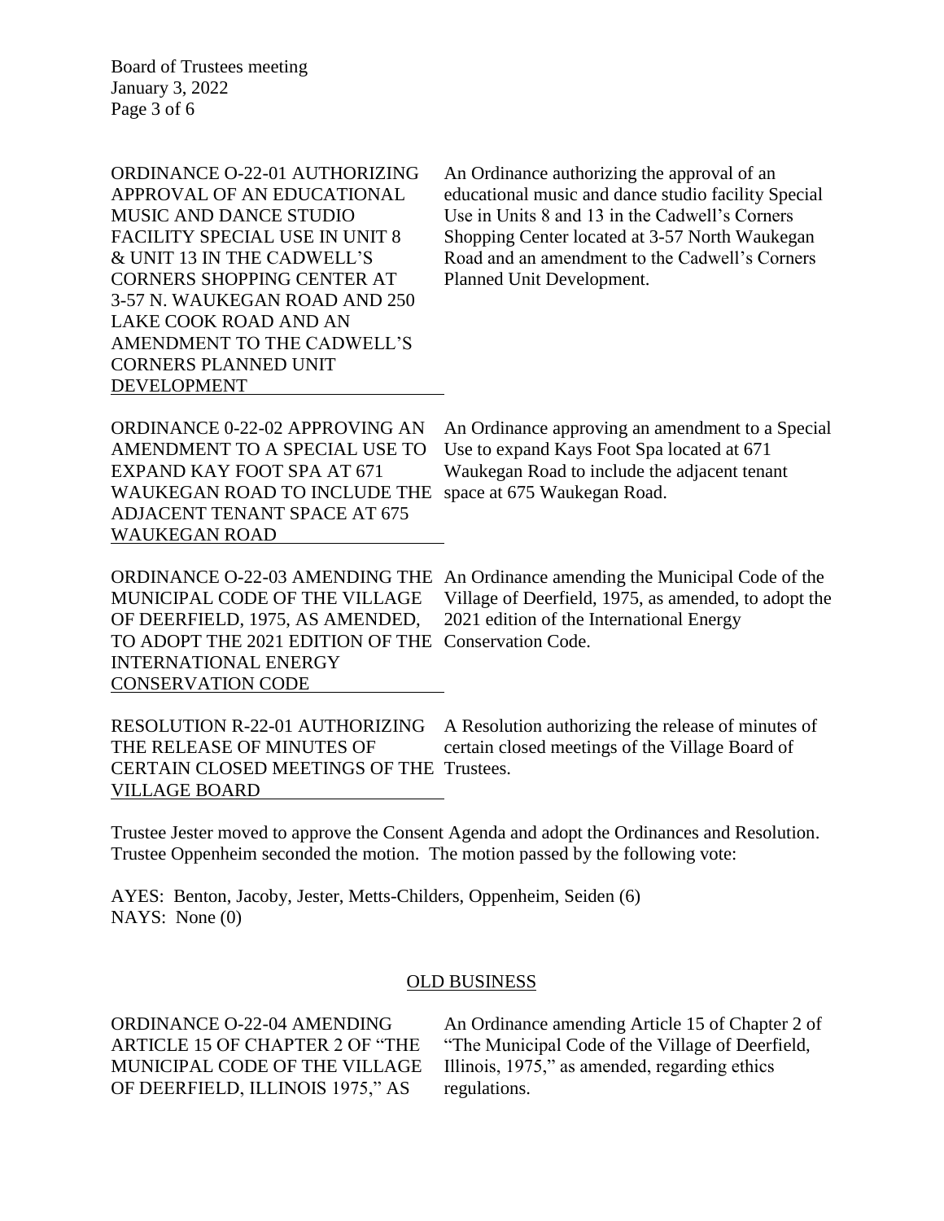ORDINANCE O-22-01 AUTHORIZING APPROVAL OF AN EDUCATIONAL MUSIC AND DANCE STUDIO FACILITY SPECIAL USE IN UNIT 8 & UNIT 13 IN THE CADWELL'S CORNERS SHOPPING CENTER AT 3-57 N. WAUKEGAN ROAD AND 250 LAKE COOK ROAD AND AN AMENDMENT TO THE CADWELL'S CORNERS PLANNED UNIT DEVELOPMENT

An Ordinance authorizing the approval of an educational music and dance studio facility Special Use in Units 8 and 13 in the Cadwell's Corners Shopping Center located at 3-57 North Waukegan Road and an amendment to the Cadwell's Corners Planned Unit Development.

ORDINANCE 0-22-02 APPROVING AN AMENDMENT TO A SPECIAL USE TO EXPAND KAY FOOT SPA AT 671 WAUKEGAN ROAD TO INCLUDE THE ADJACENT TENANT SPACE AT 675 WAUKEGAN ROAD

An Ordinance approving an amendment to a Special Use to expand Kays Foot Spa located at 671 Waukegan Road to include the adjacent tenant space at 675 Waukegan Road.

ORDINANCE O-22-03 AMENDING THE MUNICIPAL CODE OF THE VILLAGE OF DEERFIELD, 1975, AS AMENDED, TO ADOPT THE 2021 EDITION OF THE INTERNATIONAL ENERGY CONSERVATION CODE

An Ordinance amending the Municipal Code of the Village of Deerfield, 1975, as amended, to adopt the 2021 edition of the International Energy Conservation Code.

RESOLUTION R-22-01 AUTHORIZING THE RELEASE OF MINUTES OF CERTAIN CLOSED MEETINGS OF THE VILLAGE BOARD

A Resolution authorizing the release of minutes of certain closed meetings of the Village Board of Trustees.

Trustee Jester moved to approve the Consent Agenda and adopt the Ordinances and Resolution. Trustee Oppenheim seconded the motion. The motion passed by the following vote:

AYES: Benton, Jacoby, Jester, Metts-Childers, Oppenheim, Seiden (6)
NAYS: None (0)

## OLD BUSINESS

ORDINANCE O-22-04 AMENDING ARTICLE 15 OF CHAPTER 2 OF "THE MUNICIPAL CODE OF THE VILLAGE OF DEERFIELD, ILLINOIS 1975," AS

An Ordinance amending Article 15 of Chapter 2 of "The Municipal Code of the Village of Deerfield, Illinois, 1975," as amended, regarding ethics regulations.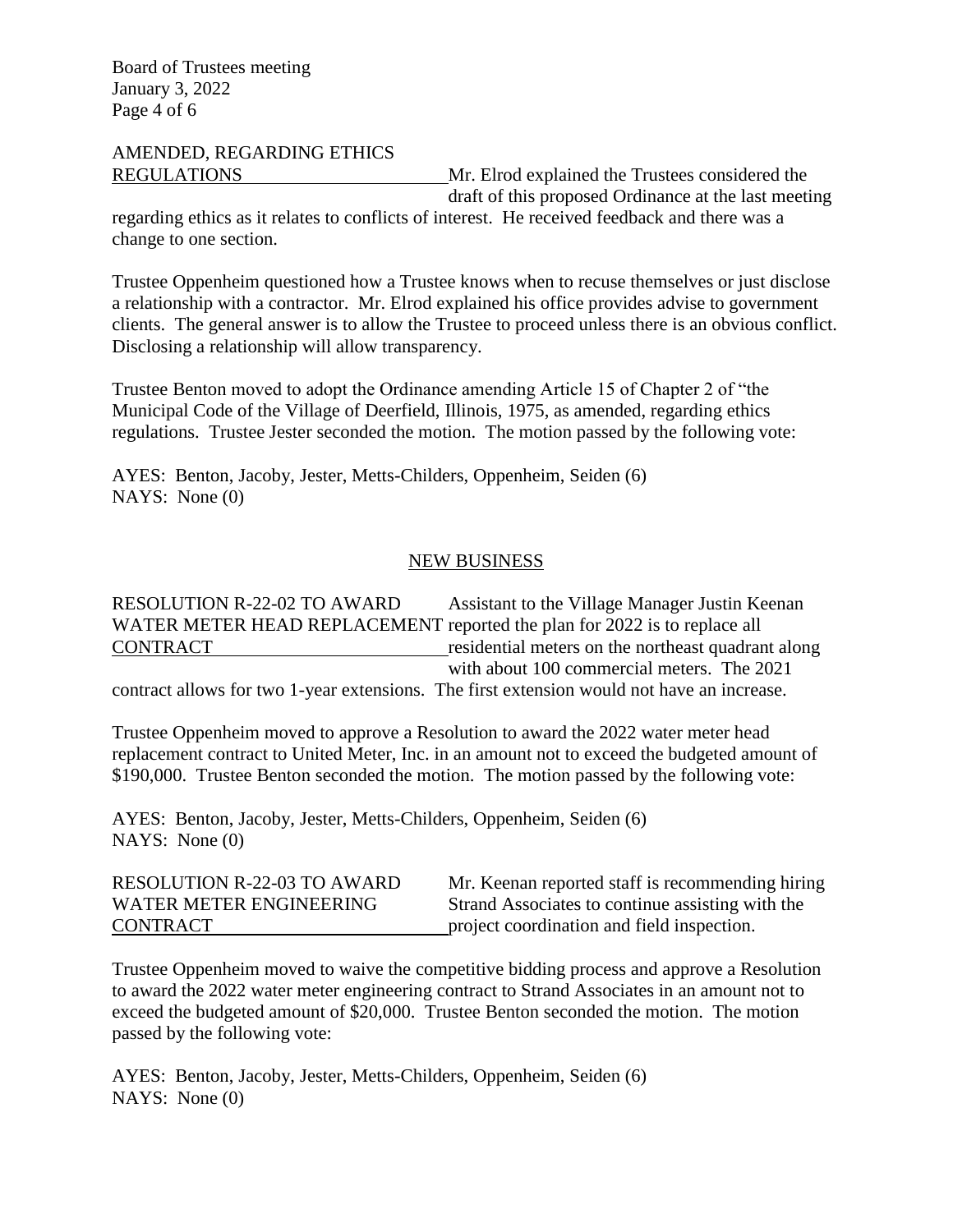AMENDED, REGARDING ETHICS REGULATIONS

Mr. Elrod explained the Trustees considered the draft of this proposed Ordinance at the last meeting regarding ethics as it relates to conflicts of interest. He received feedback and there was a change to one section.

Trustee Oppenheim questioned how a Trustee knows when to recuse themselves or just disclose a relationship with a contractor. Mr. Elrod explained his office provides advise to government clients. The general answer is to allow the Trustee to proceed unless there is an obvious conflict. Disclosing a relationship will allow transparency.

Trustee Benton moved to adopt the Ordinance amending Article 15 of Chapter 2 of "the Municipal Code of the Village of Deerfield, Illinois, 1975, as amended, regarding ethics regulations. Trustee Jester seconded the motion. The motion passed by the following vote:

AYES: Benton, Jacoby, Jester, Metts-Childers, Oppenheim, Seiden (6)
NAYS: None (0)

## NEW BUSINESS

RESOLUTION R-22-02 TO AWARD WATER METER HEAD REPLACEMENT CONTRACT

Assistant to the Village Manager Justin Keenan reported the plan for 2022 is to replace all residential meters on the northeast quadrant along with about 100 commercial meters. The 2021 contract allows for two 1-year extensions. The first extension would not have an increase.

Trustee Oppenheim moved to approve a Resolution to award the 2022 water meter head replacement contract to United Meter, Inc. in an amount not to exceed the budgeted amount of $190,000. Trustee Benton seconded the motion. The motion passed by the following vote:

AYES: Benton, Jacoby, Jester, Metts-Childers, Oppenheim, Seiden (6)
NAYS: None (0)

RESOLUTION R-22-03 TO AWARD WATER METER ENGINEERING CONTRACT

Mr. Keenan reported staff is recommending hiring Strand Associates to continue assisting with the project coordination and field inspection.

Trustee Oppenheim moved to waive the competitive bidding process and approve a Resolution to award the 2022 water meter engineering contract to Strand Associates in an amount not to exceed the budgeted amount of $20,000. Trustee Benton seconded the motion. The motion passed by the following vote:

AYES: Benton, Jacoby, Jester, Metts-Childers, Oppenheim, Seiden (6)
NAYS: None (0)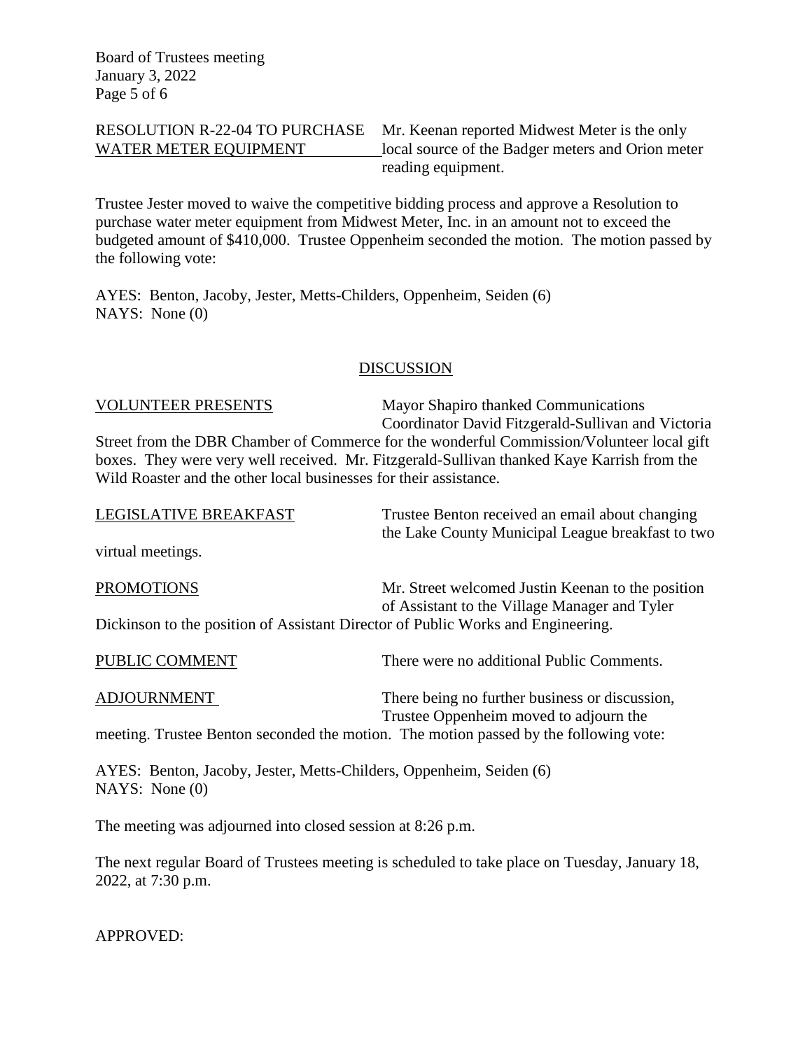RESOLUTION R-22-04 TO PURCHASE WATER METER EQUIPMENT Mr. Keenan reported Midwest Meter is the only local source of the Badger meters and Orion meter reading equipment.

Trustee Jester moved to waive the competitive bidding process and approve a Resolution to purchase water meter equipment from Midwest Meter, Inc. in an amount not to exceed the budgeted amount of $410,000. Trustee Oppenheim seconded the motion. The motion passed by the following vote:

AYES: Benton, Jacoby, Jester, Metts-Childers, Oppenheim, Seiden (6)
NAYS: None (0)

## DISCUSSION

VOLUNTEER PRESENTS Mayor Shapiro thanked Communications Coordinator David Fitzgerald-Sullivan and Victoria Street from the DBR Chamber of Commerce for the wonderful Commission/Volunteer local gift boxes. They were very well received. Mr. Fitzgerald-Sullivan thanked Kaye Karrish from the Wild Roaster and the other local businesses for their assistance.

LEGISLATIVE BREAKFAST Trustee Benton received an email about changing the Lake County Municipal League breakfast to two virtual meetings.

PROMOTIONS Mr. Street welcomed Justin Keenan to the position of Assistant to the Village Manager and Tyler Dickinson to the position of Assistant Director of Public Works and Engineering.

PUBLIC COMMENT There were no additional Public Comments.

ADJOURNMENT There being no further business or discussion, Trustee Oppenheim moved to adjourn the meeting. Trustee Benton seconded the motion. The motion passed by the following vote:

AYES: Benton, Jacoby, Jester, Metts-Childers, Oppenheim, Seiden (6)
NAYS: None (0)

The meeting was adjourned into closed session at 8:26 p.m.

The next regular Board of Trustees meeting is scheduled to take place on Tuesday, January 18, 2022, at 7:30 p.m.

APPROVED: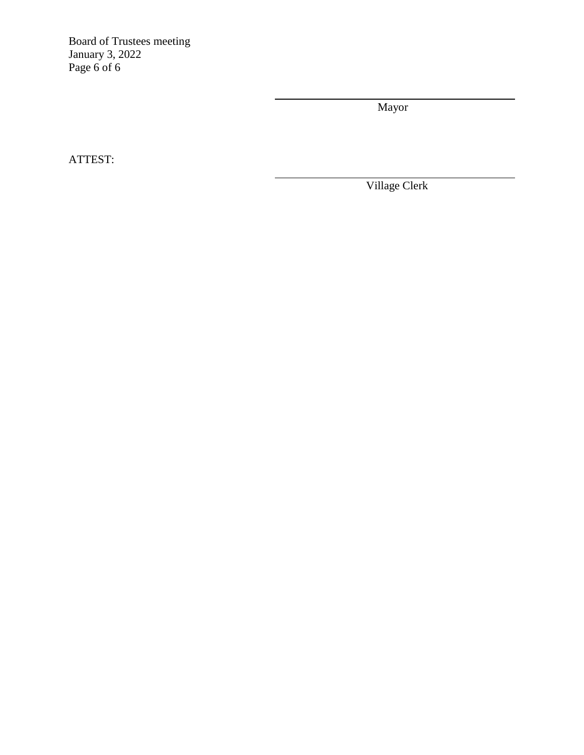\_\_\_\_\_\_\_\_\_\_\_\_\_\_\_\_\_\_\_\_\_\_\_\_\_\_\_\_\_\_\_\_\_\_\_\_\_\_\_\_

Mayor

ATTEST:

\_\_\_\_\_\_\_\_\_\_\_\_\_\_\_\_\_\_\_\_\_\_\_\_\_\_\_\_\_\_\_\_\_\_\_\_\_\_\_\_

Village Clerk